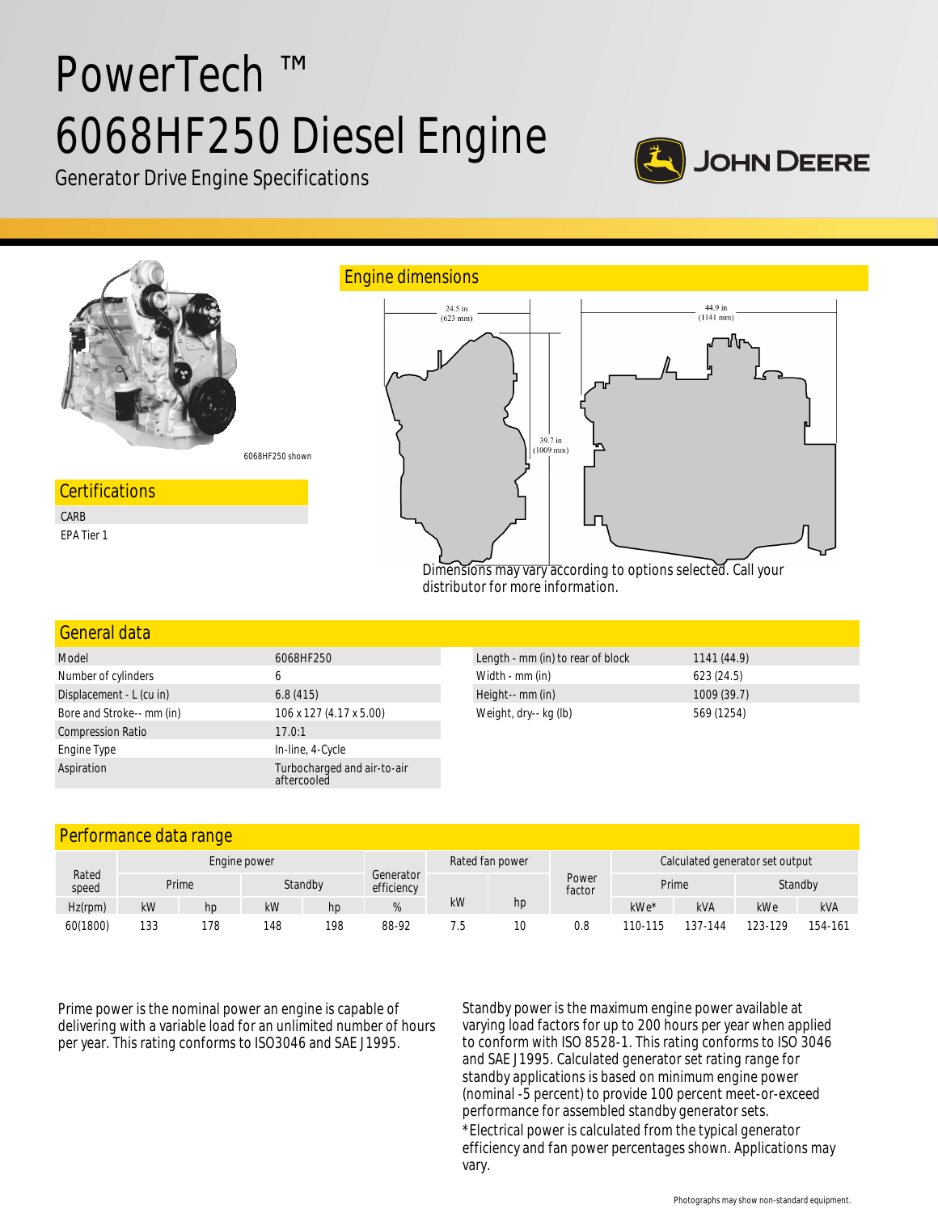# PowerTech ™ 6068HF250 Diesel Engine

Generator Drive Engine Specifications

JOHN DEERE

6068HF250 shown

## Certifications

CARB

EPA Tier 1

## Engine dimensions

24.5 in
(623 mm)

44.9 in
(1141 mm)

39.7 in
(1009 mm)

Dimensions may vary according to options selected. Call your distributor for more information.

## General data

| | |
|---|---|
| Model | 6068HF250 |
| Number of cylinders | 6 |
| Displacement - L (cu in) | 6.8 (415) |
| Bore and Stroke-- mm (in) | 106 x 127 (4.17 x 5.00) |
| Compression Ratio | 17.0:1 |
| Engine Type | In-line, 4-Cycle |
| Aspiration | Turbocharged and air-to-air aftercooled |

| | |
|---|---|
| Length - mm (in) to rear of block | 1141 (44.9) |
| Width - mm (in) | 623 (24.5) |
| Height-- mm (in) | 1009 (39.7) |
| Weight, dry-- kg (lb) | 569 (1254) |

## Performance data range

| Rated speed | Engine power | | | | Generator efficiency | Rated fan power | | Power factor | Calculated generator set output | | | |
|---|---|---|---|---|---|---|---|---|---|---|---|---|
| | Prime | | Standby | | | | | | Prime | | Standby | |
| Hz(rpm) | kW | hp | kW | hp | % | kW | hp | | kWe* | kVA | kWe | kVA |
| 60(1800) | 133 | 178 | 148 | 198 | 88-92 | 7.5 | 10 | 0.8 | 110-115 | 137-144 | 123-129 | 154-161 |

Prime power is the nominal power an engine is capable of delivering with a variable load for an unlimited number of hours per year. This rating conforms to ISO3046 and SAE J1995.

Standby power is the maximum engine power available at varying load factors for up to 200 hours per year when applied to conform with ISO 8528-1. This rating conforms to ISO 3046 and SAE J1995. Calculated generator set rating range for standby applications is based on minimum engine power (nominal -5 percent) to provide 100 percent meet-or-exceed performance for assembled standby generator sets.

*Electrical power is calculated from the typical generator efficiency and fan power percentages shown. Applications may vary.

Photographs may show non-standard equipment.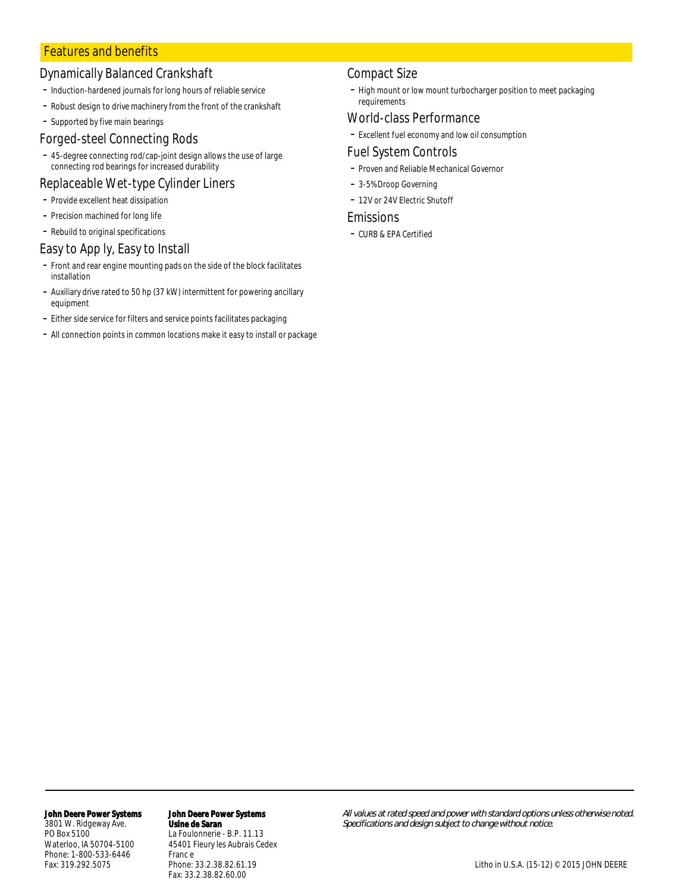## Features and benefits

### Dynamically Balanced Crankshaft

- Induction-hardened journals for long hours of reliable service
- Robust design to drive machinery from the front of the crankshaft
- Supported by five main bearings

### Forged-steel Connecting Rods

- 45-degree connecting rod/cap-joint design allows the use of large connecting rod bearings for increased durability

### Replaceable Wet-type Cylinder Liners

- Provide excellent heat dissipation
- Precision machined for long life
- Rebuild to original specifications

### Easy to App ly, Easy to Install

- Front and rear engine mounting pads on the side of the block facilitates installation
- Auxiliary drive rated to 50 hp (37 kW) intermittent for powering ancillary equipment
- Either side service for filters and service points facilitates packaging
- All connection points in common locations make it easy to install or package

### Compact Size

- High mount or low mount turbocharger position to meet packaging requirements

### World-class Performance

- Excellent fuel economy and low oil consumption

### Fuel System Controls

- Proven and Reliable Mechanical Governor
- 3-5% Droop Governing
- 12V or 24V Electric Shutoff

### Emissions

- CURB & EPA Certified

**John Deere Power Systems**
3801 W. Ridgeway Ave.
PO Box 5100
Waterloo, IA 50704-5100
Phone: 1-800-533-6446
Fax: 319.292.5075

**John Deere Power Systems**
**Usine de Saran**
La Foulonnerie - B.P. 11.13
45401 Fleury les Aubrais Cedex
Franc e
Phone: 33.2.38.82.61.19
Fax: 33.2.38.82.60.00

*All values at rated speed and power with standard options unless otherwise noted.*
*Specifications and design subject to change without notice.*

Litho in U.S.A. (15-12) © 2015 JOHN DEERE